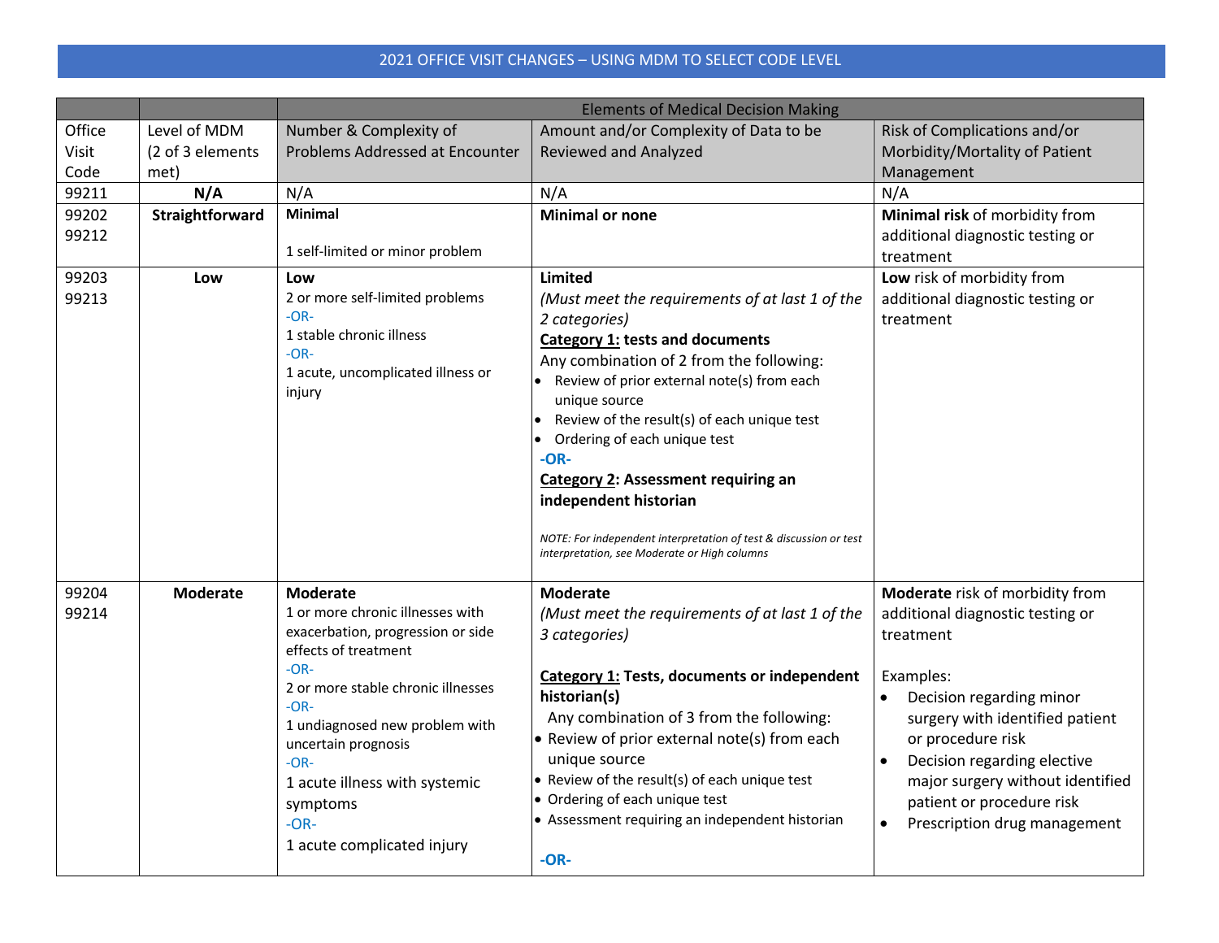# 2021 OFFICE VISIT CHANGES – USING MDM TO SELECT CODE LEVEL

| | | Elements of Medical Decision Making | | |
|---|---|---|---|---|
| Office Visit Code | Level of MDM (2 of 3 elements met) | Number & Complexity of Problems Addressed at Encounter | Amount and/or Complexity of Data to be Reviewed and Analyzed | Risk of Complications and/or Morbidity/Mortality of Patient Management |
| 99211 | **N/A** | N/A | N/A | N/A |
| 99202<br>99212 | **Straightforward** | **Minimal**<br><br>1 self-limited or minor problem | **Minimal or none** | **Minimal risk** of morbidity from additional diagnostic testing or treatment |
| 99203<br>99213 | **Low** | **Low**<br>2 or more self-limited problems<br>-OR-<br>1 stable chronic illness<br>-OR-<br>1 acute, uncomplicated illness or injury | **Limited**<br>*(Must meet the requirements of at last 1 of the 2 categories)*<br>**<u>Category 1:</u> tests and documents**<br>Any combination of 2 from the following:<br>• Review of prior external note(s) from each unique source<br>• Review of the result(s) of each unique test<br>• Ordering of each unique test<br>**-OR-**<br>**<u>Category 2</u>: Assessment requiring an independent historian**<br><br>*NOTE: For independent interpretation of test & discussion or test interpretation, see Moderate or High columns* | **Low** risk of morbidity from additional diagnostic testing or treatment |
| 99204<br>99214 | **Moderate** | **Moderate**<br>1 or more chronic illnesses with exacerbation, progression or side effects of treatment<br>-OR-<br>2 or more stable chronic illnesses<br>-OR-<br>1 undiagnosed new problem with uncertain prognosis<br>-OR-<br>1 acute illness with systemic symptoms<br>-OR-<br>1 acute complicated injury | **Moderate**<br>*(Must meet the requirements of at last 1 of the 3 categories)*<br><br>**<u>Category 1:</u> Tests, documents or independent historian(s)**<br>Any combination of 3 from the following:<br>• Review of prior external note(s) from each unique source<br>• Review of the result(s) of each unique test<br>• Ordering of each unique test<br>• Assessment requiring an independent historian<br><br>**-OR-** | **Moderate** risk of morbidity from additional diagnostic testing or treatment<br><br>Examples:<br>• Decision regarding minor surgery with identified patient or procedure risk<br>• Decision regarding elective major surgery without identified patient or procedure risk<br>• Prescription drug management |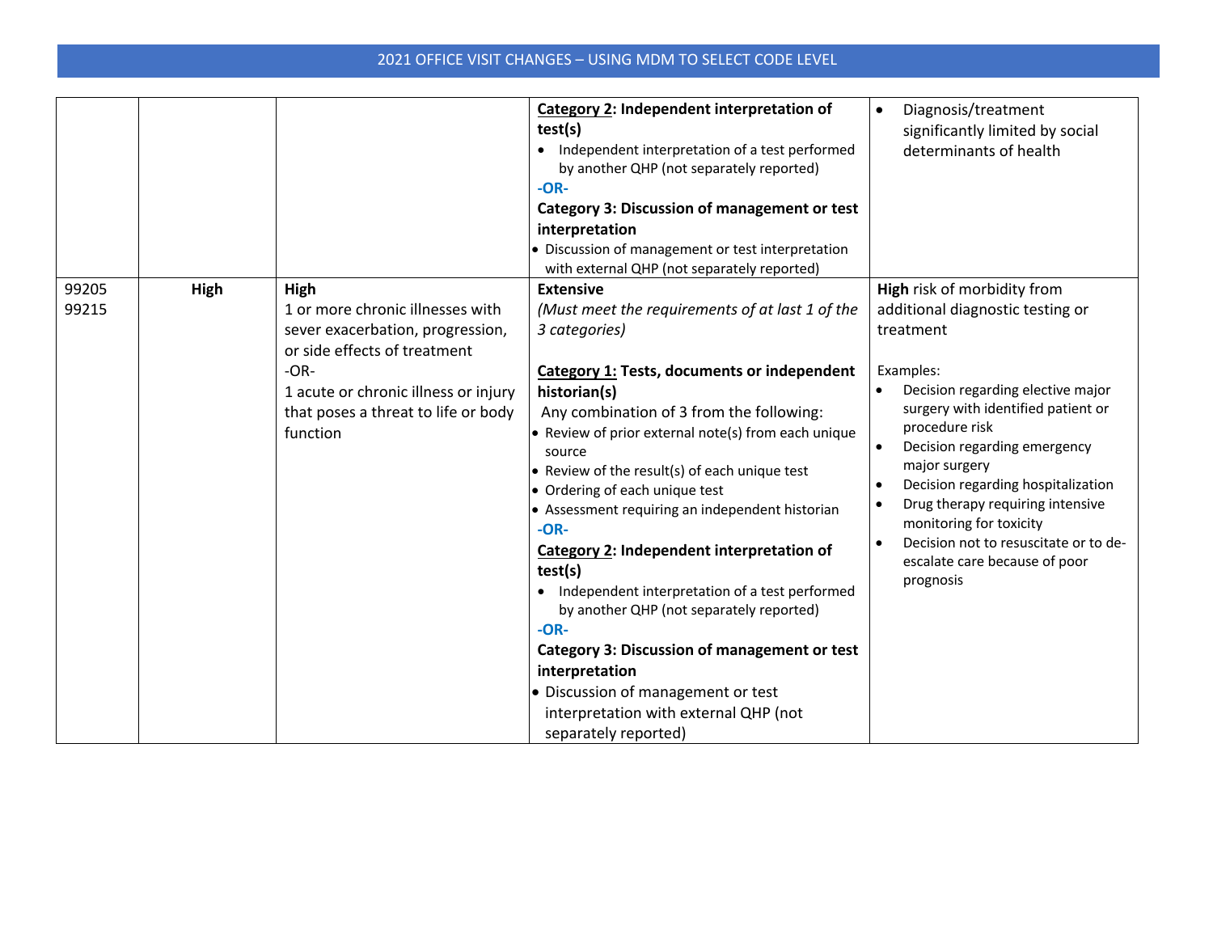| | | | | |
|---|---|---|---|---|
| | | | **Category 2: Independent interpretation of test(s)**<br>• Independent interpretation of a test performed by another QHP (not separately reported)<br>**-OR-**<br>**Category 3: Discussion of management or test interpretation**<br>• Discussion of management or test interpretation with external QHP (not separately reported) | • Diagnosis/treatment significantly limited by social determinants of health |
| 99205<br>99215 | **High** | **High**<br>1 or more chronic illnesses with sever exacerbation, progression, or side effects of treatment<br>-OR-<br>1 acute or chronic illness or injury that poses a threat to life or body function | **Extensive**<br>*(Must meet the requirements of at last 1 of the 3 categories)*<br><br>**Category 1: Tests, documents or independent historian(s)**<br>Any combination of 3 from the following:<br>• Review of prior external note(s) from each unique source<br>• Review of the result(s) of each unique test<br>• Ordering of each unique test<br>• Assessment requiring an independent historian<br>**-OR-**<br>**Category 2: Independent interpretation of test(s)**<br>• Independent interpretation of a test performed by another QHP (not separately reported)<br>**-OR-**<br>**Category 3: Discussion of management or test interpretation**<br>• Discussion of management or test interpretation with external QHP (not separately reported) | **High** risk of morbidity from additional diagnostic testing or treatment<br><br>Examples:<br>• Decision regarding elective major surgery with identified patient or procedure risk<br>• Decision regarding emergency major surgery<br>• Decision regarding hospitalization<br>• Drug therapy requiring intensive monitoring for toxicity<br>• Decision not to resuscitate or to de-escalate care because of poor prognosis |